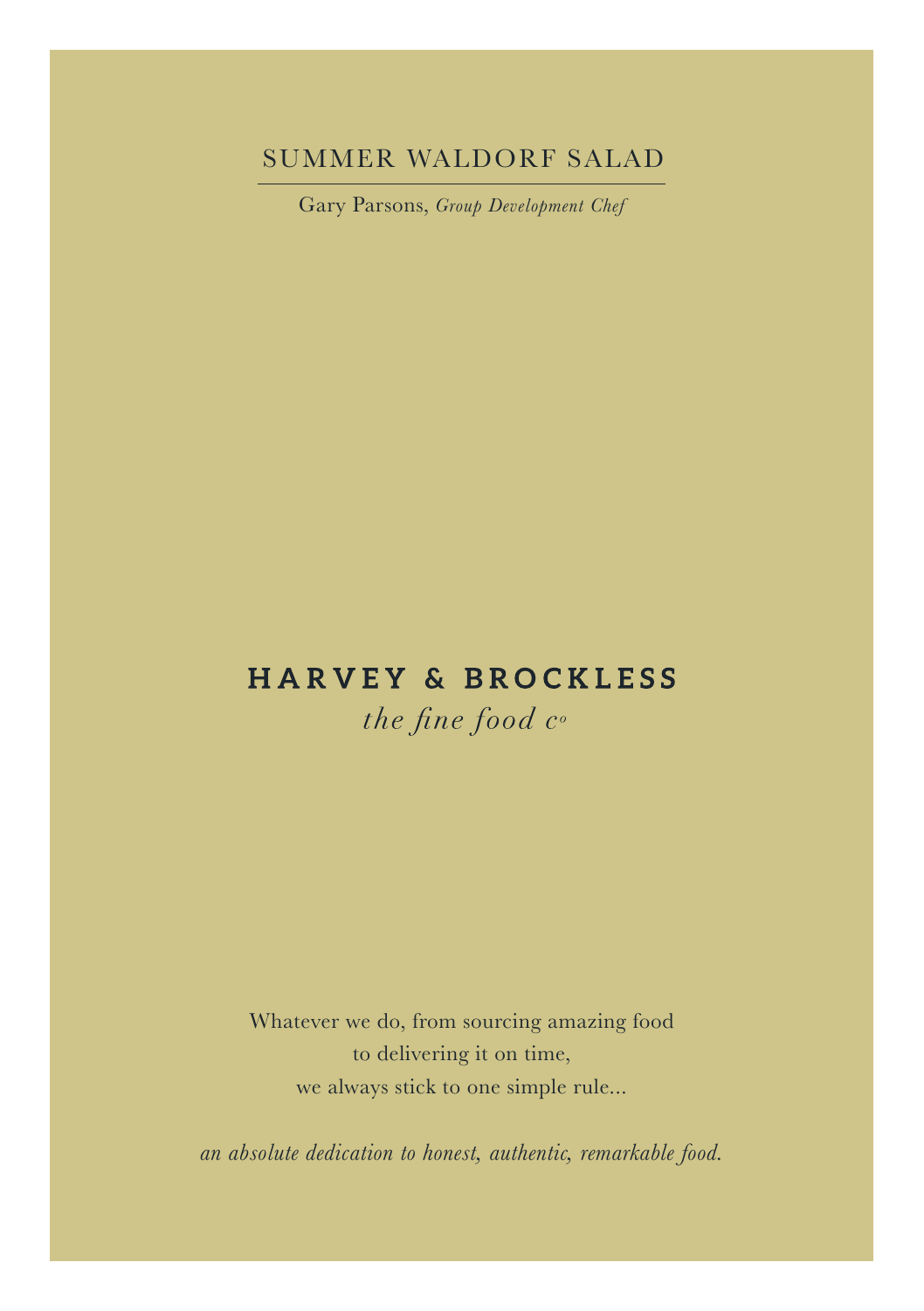# SUMMER WALDORF SALAD

Gary Parsons, *Group Development Chef*

## HARVEY & BROCKLESS

*the fine food co*

Whatever we do, from sourcing amazing food
to delivering it on time,
we always stick to one simple rule...

*an absolute dedication to honest, authentic, remarkable food.*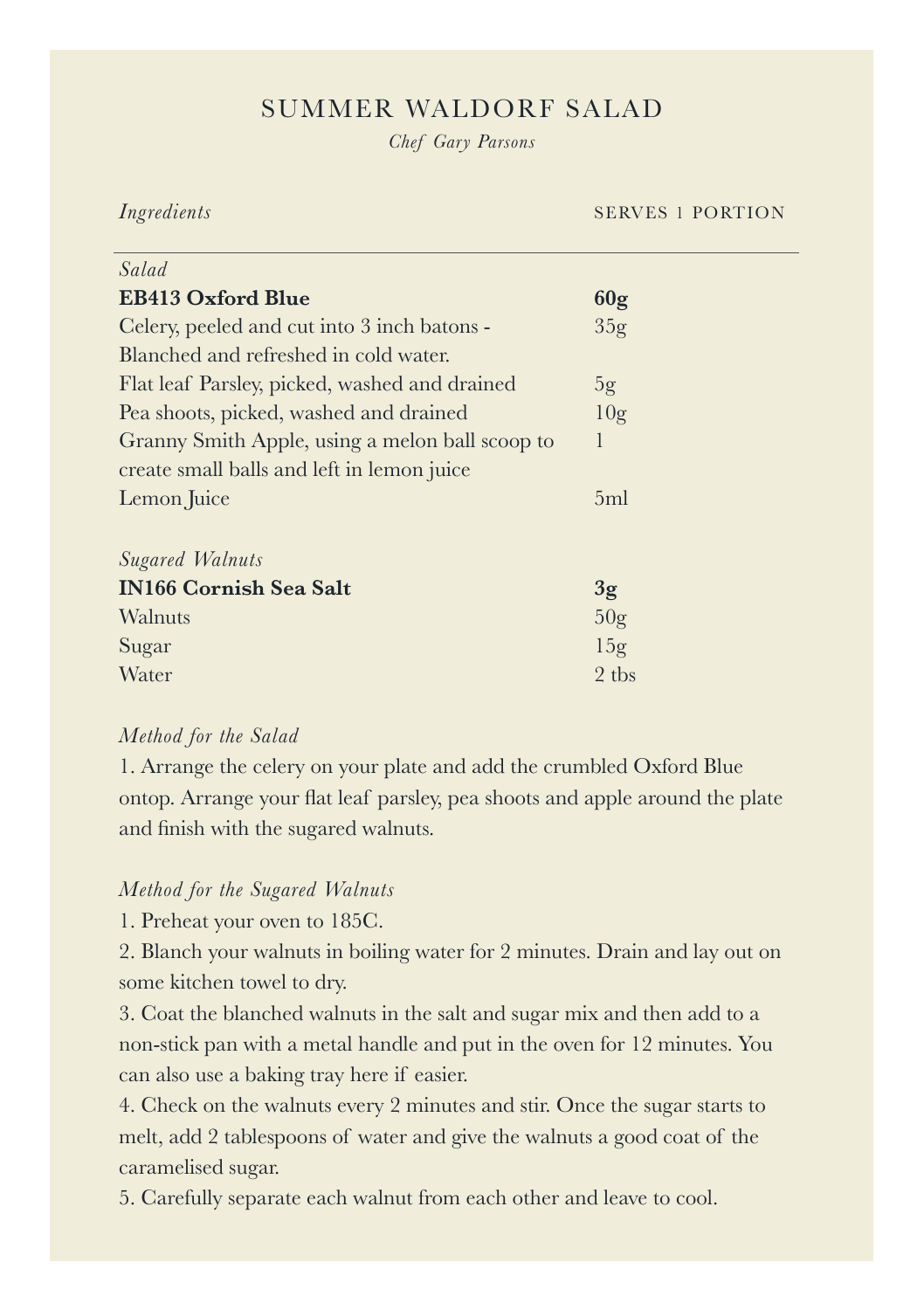# SUMMER WALDORF SALAD

*Chef Gary Parsons*

| *Ingredients* | SERVES 1 PORTION |
|---|---|
| *Salad* | |
| **EB413 Oxford Blue** | **60g** |
| Celery, peeled and cut into 3 inch batons - Blanched and refreshed in cold water. | 35g |
| Flat leaf Parsley, picked, washed and drained | 5g |
| Pea shoots, picked, washed and drained | 10g |
| Granny Smith Apple, using a melon ball scoop to create small balls and left in lemon juice | 1 |
| Lemon Juice | 5ml |
| *Sugared Walnuts* | |
| **IN166 Cornish Sea Salt** | **3g** |
| Walnuts | 50g |
| Sugar | 15g |
| Water | 2 tbs |

*Method for the Salad*

1. Arrange the celery on your plate and add the crumbled Oxford Blue ontop. Arrange your flat leaf parsley, pea shoots and apple around the plate and finish with the sugared walnuts.

*Method for the Sugared Walnuts*

1. Preheat your oven to 185C.
2. Blanch your walnuts in boiling water for 2 minutes. Drain and lay out on some kitchen towel to dry.
3. Coat the blanched walnuts in the salt and sugar mix and then add to a non-stick pan with a metal handle and put in the oven for 12 minutes. You can also use a baking tray here if easier.
4. Check on the walnuts every 2 minutes and stir. Once the sugar starts to melt, add 2 tablespoons of water and give the walnuts a good coat of the caramelised sugar.
5. Carefully separate each walnut from each other and leave to cool.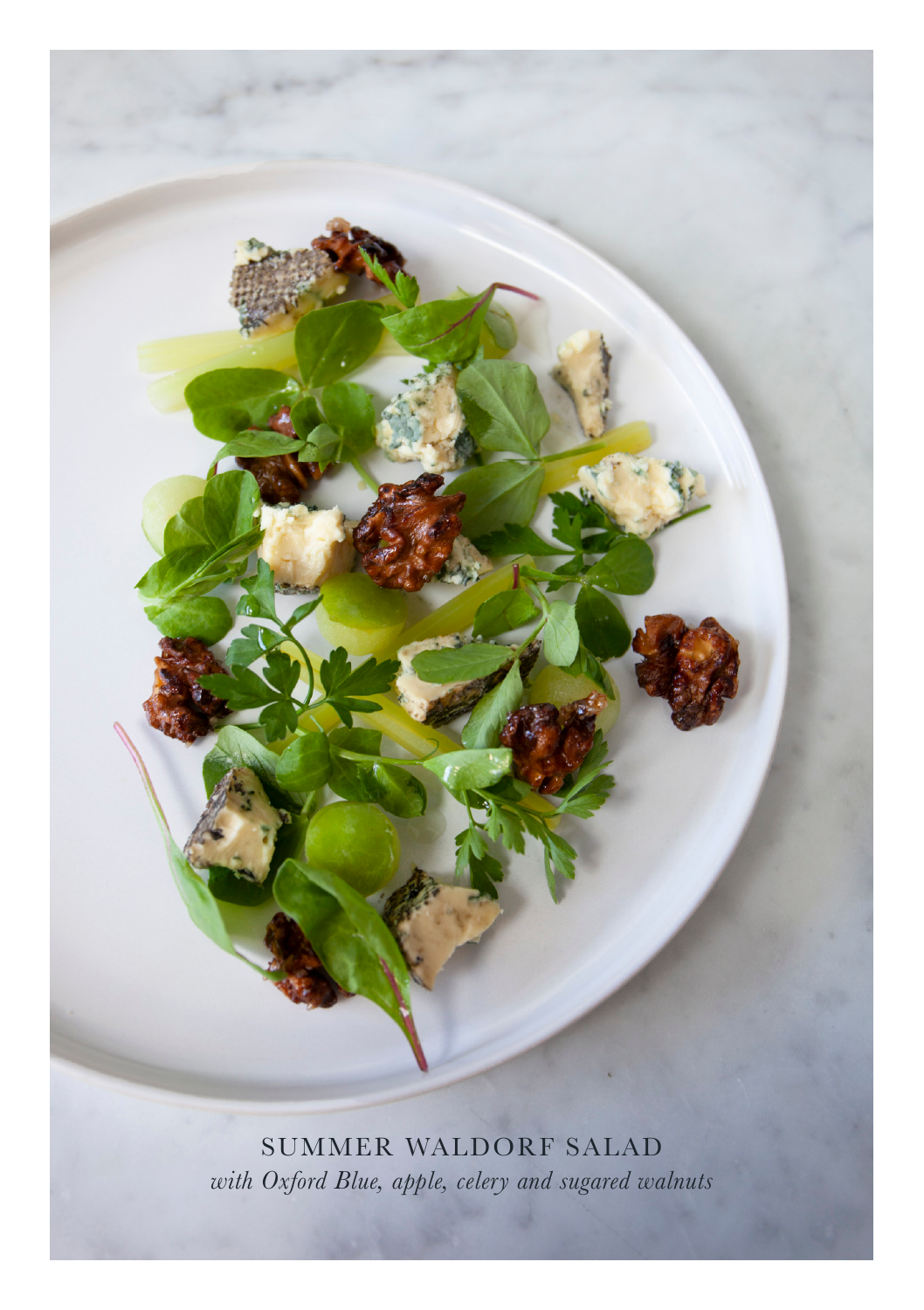SUMMER WALDORF SALAD

*with Oxford Blue, apple, celery and sugared walnuts*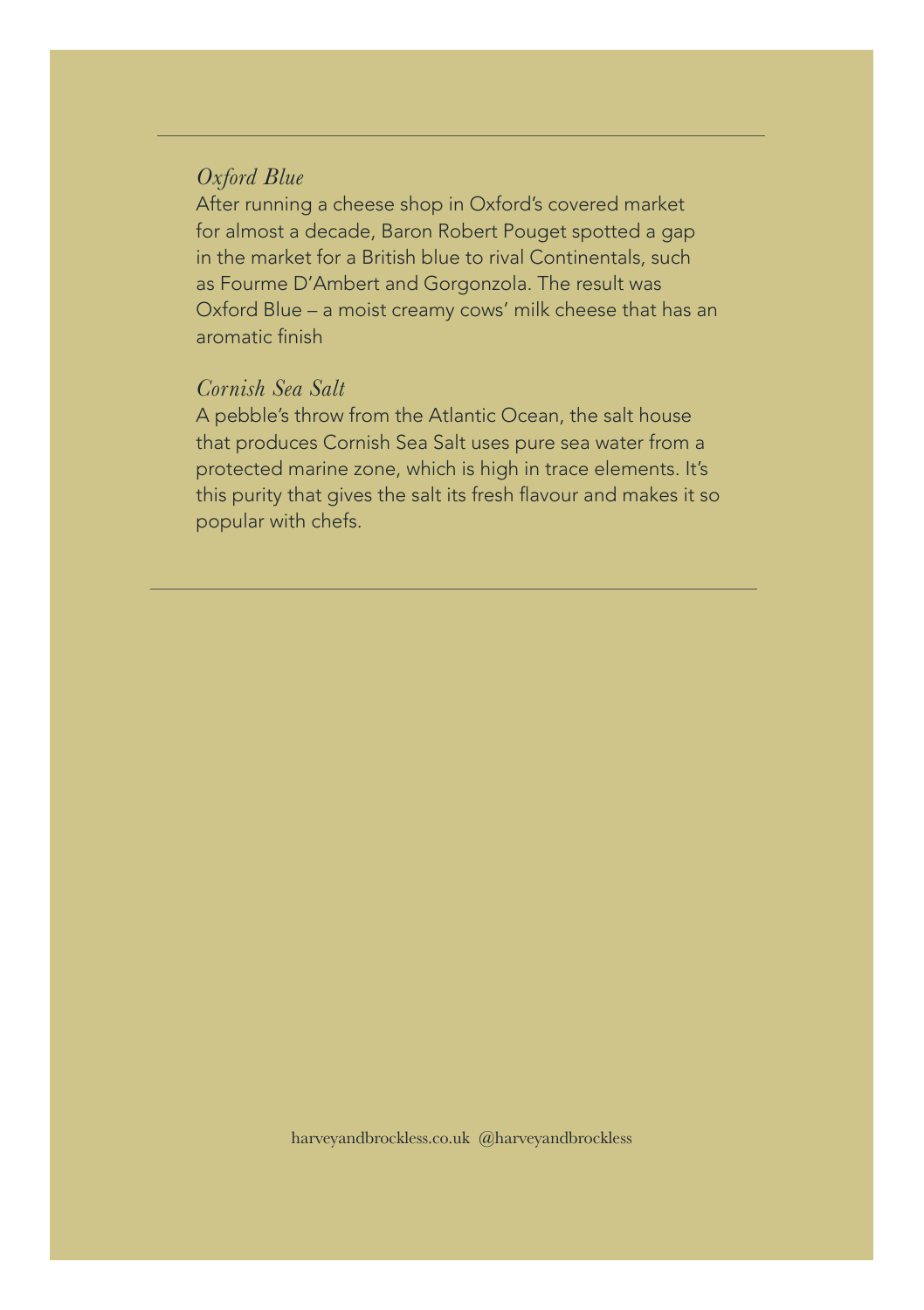---

*Oxford Blue*

After running a cheese shop in Oxford's covered market for almost a decade, Baron Robert Pouget spotted a gap in the market for a British blue to rival Continentals, such as Fourme D'Ambert and Gorgonzola. The result was Oxford Blue – a moist creamy cows' milk cheese that has an aromatic finish

*Cornish Sea Salt*

A pebble's throw from the Atlantic Ocean, the salt house that produces Cornish Sea Salt uses pure sea water from a protected marine zone, which is high in trace elements. It's this purity that gives the salt its fresh flavour and makes it so popular with chefs.

---

harveyandbrockless.co.uk @harveyandbrockless